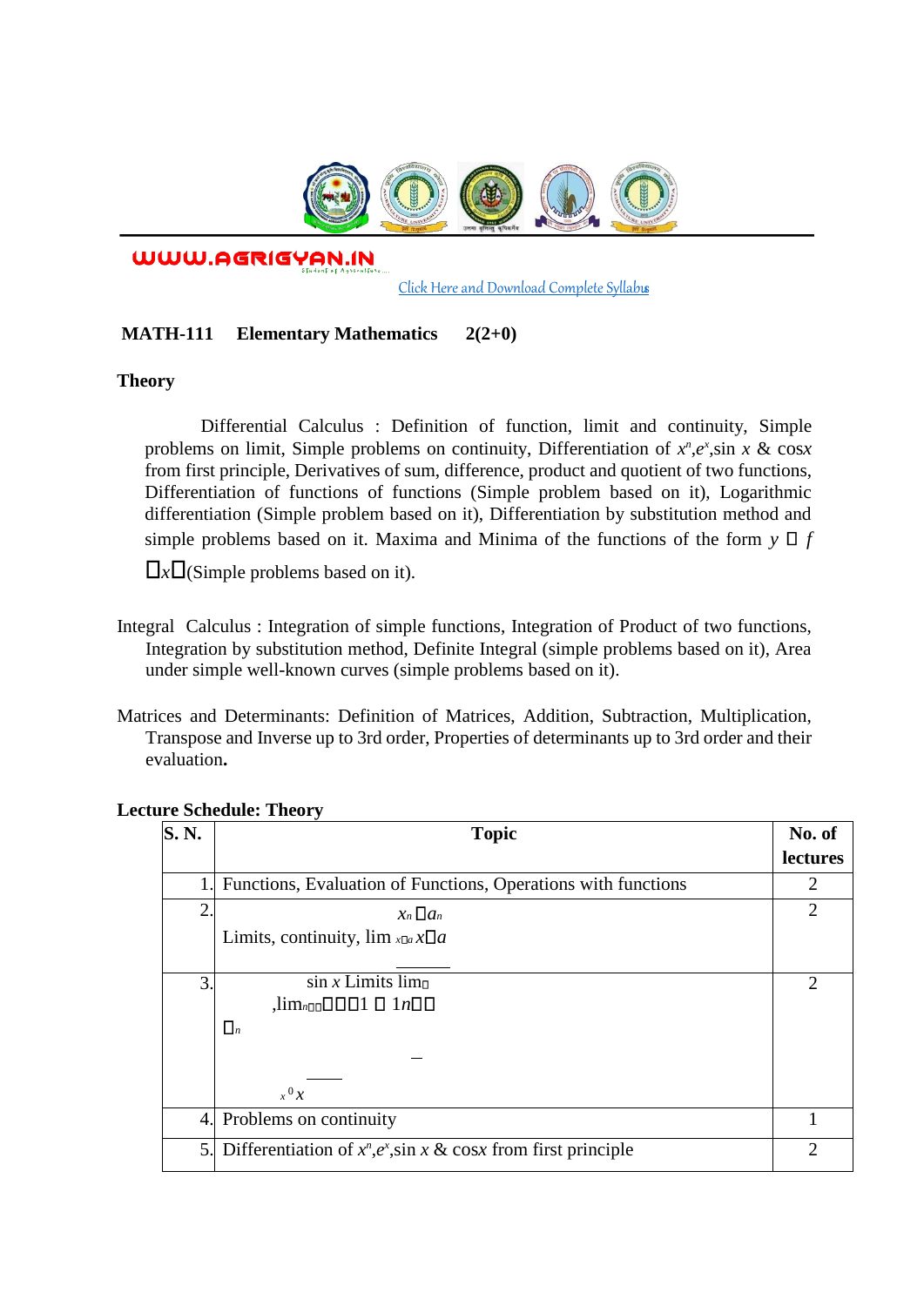WWW.AGRIGYAN.IN

Click Here and Download Complete Syllabus

**MATH-111 Elementary Mathematics 2(2+0)**

**Theory**

Differential Calculus : Definition of function, limit and continuity, Simple problems on limit, Simple problems on continuity, Differentiation of $x^n$, $e^x$, $\sin x$ & $\cos x$ from first principle, Derivatives of sum, difference, product and quotient of two functions, Differentiation of functions of functions (Simple problem based on it), Logarithmic differentiation (Simple problem based on it), Differentiation by substitution method and simple problems based on it. Maxima and Minima of the functions of the form $y = f(x)$ (Simple problems based on it).

Integral Calculus : Integration of simple functions, Integration of Product of two functions, Integration by substitution method, Definite Integral (simple problems based on it), Area under simple well-known curves (simple problems based on it).

Matrices and Determinants: Definition of Matrices, Addition, Subtraction, Multiplication, Transpose and Inverse up to 3rd order, Properties of determinants up to 3rd order and their evaluation.

**Lecture Schedule: Theory**

| S. N. | Topic | No. of lectures |
|---|---|---|
| 1. | Functions, Evaluation of Functions, Operations with functions | 2 |
| 2. | Limits, continuity, $\lim_{x \to a} \frac{x^n - a^n}{x - a}$ | 2 |
| 3. | Limits $\lim_{x \to 0} \frac{\sin x}{x}$, $\lim_{n \to \infty} \left(1 + \frac{1}{n}\right)^n$ | 2 |
| 4. | Problems on continuity | 1 |
| 5. | Differentiation of $x^n$, $e^x$, $\sin x$ & $\cos x$ from first principle | 2 |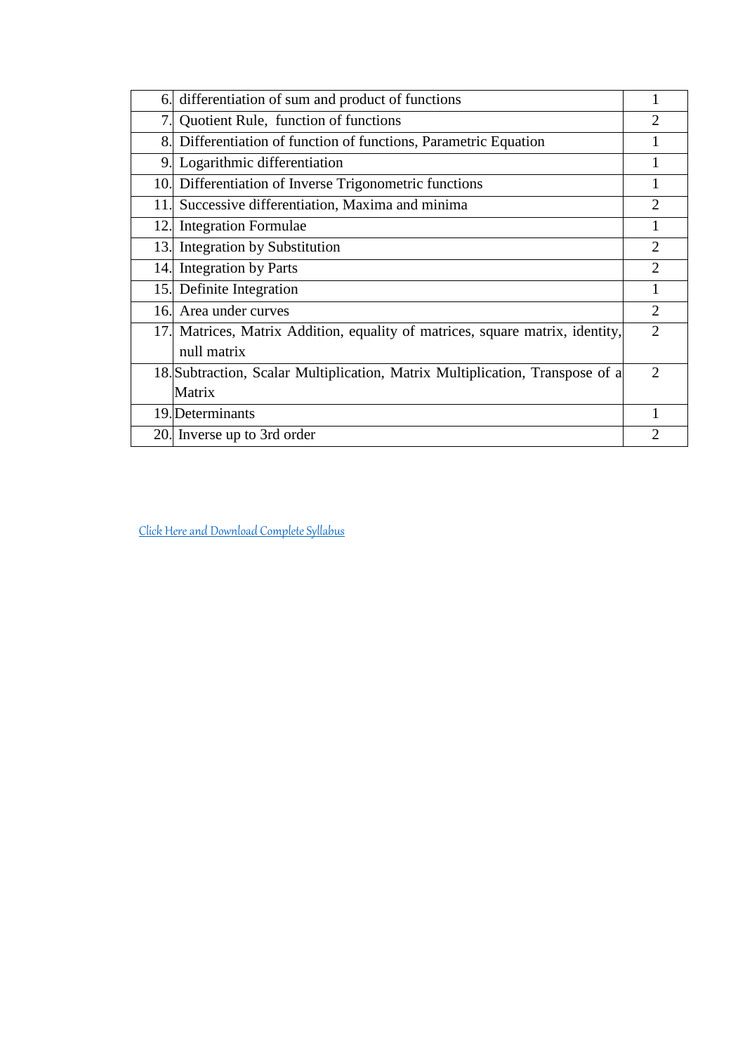| | | |
|---|---|---|
| 6. | differentiation of sum and product of functions | 1 |
| 7. | Quotient Rule, function of functions | 2 |
| 8. | Differentiation of function of functions, Parametric Equation | 1 |
| 9. | Logarithmic differentiation | 1 |
| 10. | Differentiation of Inverse Trigonometric functions | 1 |
| 11. | Successive differentiation, Maxima and minima | 2 |
| 12. | Integration Formulae | 1 |
| 13. | Integration by Substitution | 2 |
| 14. | Integration by Parts | 2 |
| 15. | Definite Integration | 1 |
| 16. | Area under curves | 2 |
| 17. | Matrices, Matrix Addition, equality of matrices, square matrix, identity, null matrix | 2 |
| 18. | Subtraction, Scalar Multiplication, Matrix Multiplication, Transpose of a Matrix | 2 |
| 19. | Determinants | 1 |
| 20. | Inverse up to 3rd order | 2 |

Click Here and Download Complete Syllabus